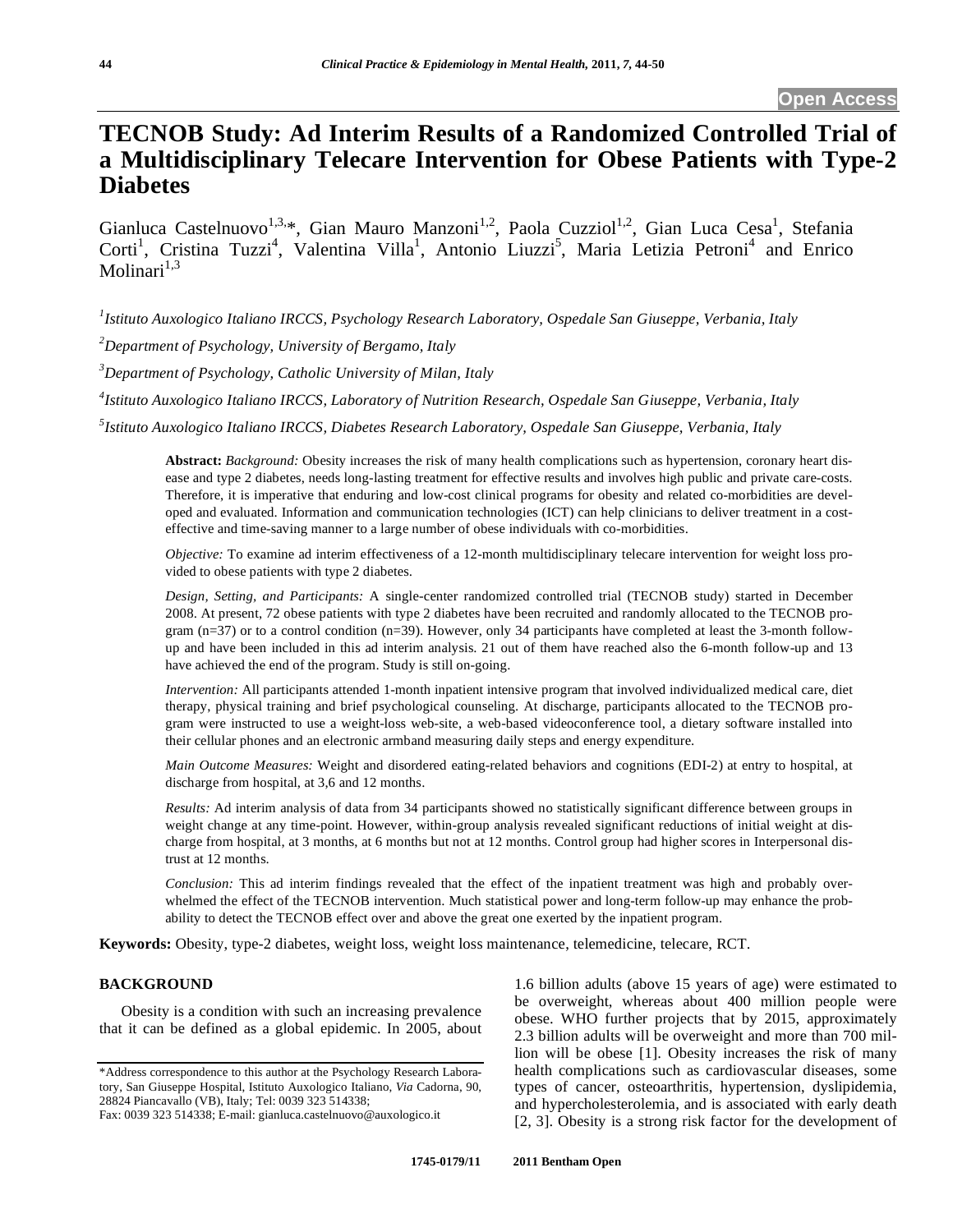Open Access

# TECNOB Study: Ad Interim Results of a Randomized Controlled Trial of a Multidisciplinary Telecare Intervention for Obese Patients with Type-2 Diabetes

Gianluca Castelnuovo[1,3,*], Gian Mauro Manzoni[1,2], Paola Cuzziol[1,2], Gian Luca Cesa[1], Stefania Corti[1], Cristina Tuzzi[4], Valentina Villa[1], Antonio Liuzzi[5], Maria Letizia Petroni[4] and Enrico Molinari[1,3]

[1]*Istituto Auxologico Italiano IRCCS, Psychology Research Laboratory, Ospedale San Giuseppe, Verbania, Italy*

[2]*Department of Psychology, University of Bergamo, Italy*

[3]*Department of Psychology, Catholic University of Milan, Italy*

[4]*Istituto Auxologico Italiano IRCCS, Laboratory of Nutrition Research, Ospedale San Giuseppe, Verbania, Italy*

[5]*Istituto Auxologico Italiano IRCCS, Diabetes Research Laboratory, Ospedale San Giuseppe, Verbania, Italy*

**Abstract:** *Background:* Obesity increases the risk of many health complications such as hypertension, coronary heart disease and type 2 diabetes, needs long-lasting treatment for effective results and involves high public and private care-costs. Therefore, it is imperative that enduring and low-cost clinical programs for obesity and related co-morbidities are developed and evaluated. Information and communication technologies (ICT) can help clinicians to deliver treatment in a cost-effective and time-saving manner to a large number of obese individuals with co-morbidities.

*Objective:* To examine ad interim effectiveness of a 12-month multidisciplinary telecare intervention for weight loss provided to obese patients with type 2 diabetes.

*Design, Setting, and Participants:* A single-center randomized controlled trial (TECNOB study) started in December 2008. At present, 72 obese patients with type 2 diabetes have been recruited and randomly allocated to the TECNOB program (n=37) or to a control condition (n=39). However, only 34 participants have completed at least the 3-month follow-up and have been included in this ad interim analysis. 21 out of them have reached also the 6-month follow-up and 13 have achieved the end of the program. Study is still on-going.

*Intervention:* All participants attended 1-month inpatient intensive program that involved individualized medical care, diet therapy, physical training and brief psychological counseling. At discharge, participants allocated to the TECNOB program were instructed to use a weight-loss web-site, a web-based videoconference tool, a dietary software installed into their cellular phones and an electronic armband measuring daily steps and energy expenditure.

*Main Outcome Measures:* Weight and disordered eating-related behaviors and cognitions (EDI-2) at entry to hospital, at discharge from hospital, at 3,6 and 12 months.

*Results:* Ad interim analysis of data from 34 participants showed no statistically significant difference between groups in weight change at any time-point. However, within-group analysis revealed significant reductions of initial weight at discharge from hospital, at 3 months, at 6 months but not at 12 months. Control group had higher scores in Interpersonal distrust at 12 months.

*Conclusion:* This ad interim findings revealed that the effect of the inpatient treatment was high and probably overwhelmed the effect of the TECNOB intervention. Much statistical power and long-term follow-up may enhance the probability to detect the TECNOB effect over and above the great one exerted by the inpatient program.

**Keywords:** Obesity, type-2 diabetes, weight loss, weight loss maintenance, telemedicine, telecare, RCT.

## BACKGROUND

Obesity is a condition with such an increasing prevalence that it can be defined as a global epidemic. In 2005, about 1.6 billion adults (above 15 years of age) were estimated to be overweight, whereas about 400 million people were obese. WHO further projects that by 2015, approximately 2.3 billion adults will be overweight and more than 700 million will be obese [1]. Obesity increases the risk of many health complications such as cardiovascular diseases, some types of cancer, osteoarthritis, hypertension, dyslipidemia, and hypercholesterolemia, and is associated with early death [2, 3]. Obesity is a strong risk factor for the development of

*Address correspondence to this author at the Psychology Research Laboratory, San Giuseppe Hospital, Istituto Auxologico Italiano, *Via* Cadorna, 90, 28824 Piancavallo (VB), Italy; Tel: 0039 323 514338; Fax: 0039 323 514338; E-mail: gianluca.castelnuovo@auxologico.it

1745-0179/11 2011 Bentham Open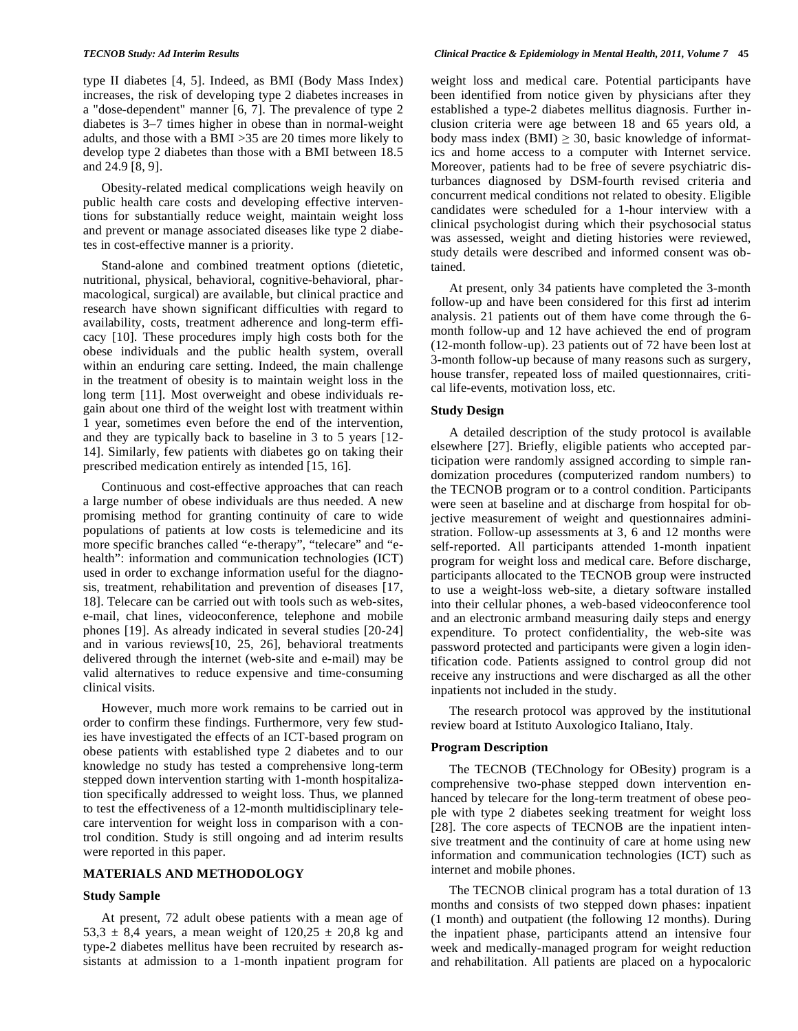type II diabetes [4, 5]. Indeed, as BMI (Body Mass Index) increases, the risk of developing type 2 diabetes increases in a "dose-dependent" manner [6, 7]. The prevalence of type 2 diabetes is 3–7 times higher in obese than in normal-weight adults, and those with a BMI >35 are 20 times more likely to develop type 2 diabetes than those with a BMI between 18.5 and 24.9 [8, 9].

Obesity-related medical complications weigh heavily on public health care costs and developing effective interventions for substantially reduce weight, maintain weight loss and prevent or manage associated diseases like type 2 diabetes in cost-effective manner is a priority.

Stand-alone and combined treatment options (dietetic, nutritional, physical, behavioral, cognitive-behavioral, pharmacological, surgical) are available, but clinical practice and research have shown significant difficulties with regard to availability, costs, treatment adherence and long-term efficacy [10]. These procedures imply high costs both for the obese individuals and the public health system, overall within an enduring care setting. Indeed, the main challenge in the treatment of obesity is to maintain weight loss in the long term [11]. Most overweight and obese individuals regain about one third of the weight lost with treatment within 1 year, sometimes even before the end of the intervention, and they are typically back to baseline in 3 to 5 years [12-14]. Similarly, few patients with diabetes go on taking their prescribed medication entirely as intended [15, 16].

Continuous and cost-effective approaches that can reach a large number of obese individuals are thus needed. A new promising method for granting continuity of care to wide populations of patients at low costs is telemedicine and its more specific branches called "e-therapy", "telecare" and "e-health": information and communication technologies (ICT) used in order to exchange information useful for the diagnosis, treatment, rehabilitation and prevention of diseases [17, 18]. Telecare can be carried out with tools such as web-sites, e-mail, chat lines, videoconference, telephone and mobile phones [19]. As already indicated in several studies [20-24] and in various reviews[10, 25, 26], behavioral treatments delivered through the internet (web-site and e-mail) may be valid alternatives to reduce expensive and time-consuming clinical visits.

However, much more work remains to be carried out in order to confirm these findings. Furthermore, very few studies have investigated the effects of an ICT-based program on obese patients with established type 2 diabetes and to our knowledge no study has tested a comprehensive long-term stepped down intervention starting with 1-month hospitalization specifically addressed to weight loss. Thus, we planned to test the effectiveness of a 12-month multidisciplinary telecare intervention for weight loss in comparison with a control condition. Study is still ongoing and ad interim results were reported in this paper.

## MATERIALS AND METHODOLOGY

### Study Sample

At present, 72 adult obese patients with a mean age of 53,3 ± 8,4 years, a mean weight of 120,25 ± 20,8 kg and type-2 diabetes mellitus have been recruited by research assistants at admission to a 1-month inpatient program for weight loss and medical care. Potential participants have been identified from notice given by physicians after they established a type-2 diabetes mellitus diagnosis. Further inclusion criteria were age between 18 and 65 years old, a body mass index (BMI) ≥ 30, basic knowledge of informatics and home access to a computer with Internet service. Moreover, patients had to be free of severe psychiatric disturbances diagnosed by DSM-fourth revised criteria and concurrent medical conditions not related to obesity. Eligible candidates were scheduled for a 1-hour interview with a clinical psychologist during which their psychosocial status was assessed, weight and dieting histories were reviewed, study details were described and informed consent was obtained.

At present, only 34 patients have completed the 3-month follow-up and have been considered for this first ad interim analysis. 21 patients out of them have come through the 6-month follow-up and 12 have achieved the end of program (12-month follow-up). 23 patients out of 72 have been lost at 3-month follow-up because of many reasons such as surgery, house transfer, repeated loss of mailed questionnaires, critical life-events, motivation loss, etc.

### Study Design

A detailed description of the study protocol is available elsewhere [27]. Briefly, eligible patients who accepted participation were randomly assigned according to simple randomization procedures (computerized random numbers) to the TECNOB program or to a control condition. Participants were seen at baseline and at discharge from hospital for objective measurement of weight and questionnaires administration. Follow-up assessments at 3, 6 and 12 months were self-reported. All participants attended 1-month inpatient program for weight loss and medical care. Before discharge, participants allocated to the TECNOB group were instructed to use a weight-loss web-site, a dietary software installed into their cellular phones, a web-based videoconference tool and an electronic armband measuring daily steps and energy expenditure. To protect confidentiality, the web-site was password protected and participants were given a login identification code. Patients assigned to control group did not receive any instructions and were discharged as all the other inpatients not included in the study.

The research protocol was approved by the institutional review board at Istituto Auxologico Italiano, Italy.

### Program Description

The TECNOB (TEChnology for OBesity) program is a comprehensive two-phase stepped down intervention enhanced by telecare for the long-term treatment of obese people with type 2 diabetes seeking treatment for weight loss [28]. The core aspects of TECNOB are the inpatient intensive treatment and the continuity of care at home using new information and communication technologies (ICT) such as internet and mobile phones.

The TECNOB clinical program has a total duration of 13 months and consists of two stepped down phases: inpatient (1 month) and outpatient (the following 12 months). During the inpatient phase, participants attend an intensive four week and medically-managed program for weight reduction and rehabilitation. All patients are placed on a hypocaloric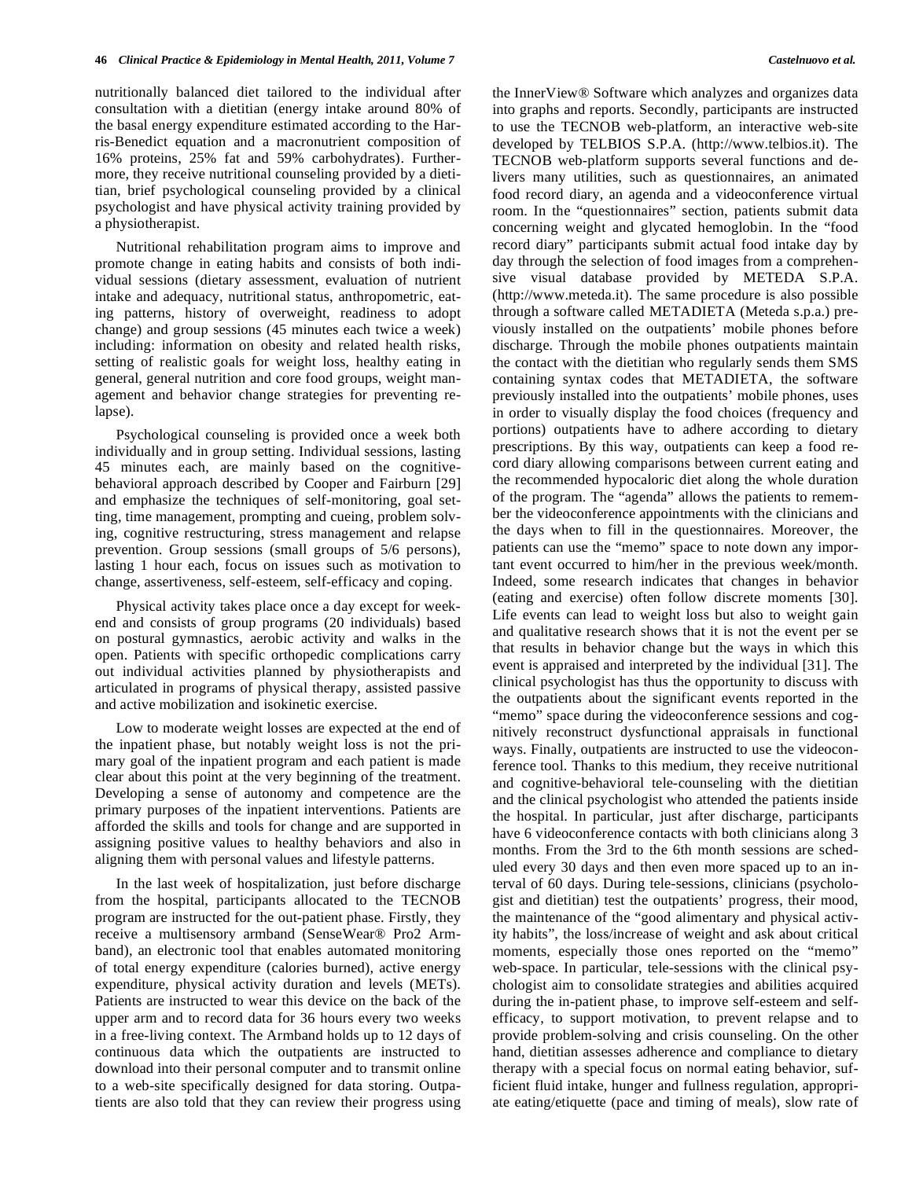nutritionally balanced diet tailored to the individual after consultation with a dietitian (energy intake around 80% of the basal energy expenditure estimated according to the Harris-Benedict equation and a macronutrient composition of 16% proteins, 25% fat and 59% carbohydrates). Furthermore, they receive nutritional counseling provided by a dietitian, brief psychological counseling provided by a clinical psychologist and have physical activity training provided by a physiotherapist.

Nutritional rehabilitation program aims to improve and promote change in eating habits and consists of both individual sessions (dietary assessment, evaluation of nutrient intake and adequacy, nutritional status, anthropometric, eating patterns, history of overweight, readiness to adopt change) and group sessions (45 minutes each twice a week) including: information on obesity and related health risks, setting of realistic goals for weight loss, healthy eating in general, general nutrition and core food groups, weight management and behavior change strategies for preventing relapse).

Psychological counseling is provided once a week both individually and in group setting. Individual sessions, lasting 45 minutes each, are mainly based on the cognitive-behavioral approach described by Cooper and Fairburn [29] and emphasize the techniques of self-monitoring, goal setting, time management, prompting and cueing, problem solving, cognitive restructuring, stress management and relapse prevention. Group sessions (small groups of 5/6 persons), lasting 1 hour each, focus on issues such as motivation to change, assertiveness, self-esteem, self-efficacy and coping.

Physical activity takes place once a day except for weekend and consists of group programs (20 individuals) based on postural gymnastics, aerobic activity and walks in the open. Patients with specific orthopedic complications carry out individual activities planned by physiotherapists and articulated in programs of physical therapy, assisted passive and active mobilization and isokinetic exercise.

Low to moderate weight losses are expected at the end of the inpatient phase, but notably weight loss is not the primary goal of the inpatient program and each patient is made clear about this point at the very beginning of the treatment. Developing a sense of autonomy and competence are the primary purposes of the inpatient interventions. Patients are afforded the skills and tools for change and are supported in assigning positive values to healthy behaviors and also in aligning them with personal values and lifestyle patterns.

In the last week of hospitalization, just before discharge from the hospital, participants allocated to the TECNOB program are instructed for the out-patient phase. Firstly, they receive a multisensory armband (SenseWear® Pro2 Armband), an electronic tool that enables automated monitoring of total energy expenditure (calories burned), active energy expenditure, physical activity duration and levels (METs). Patients are instructed to wear this device on the back of the upper arm and to record data for 36 hours every two weeks in a free-living context. The Armband holds up to 12 days of continuous data which the outpatients are instructed to download into their personal computer and to transmit online to a web-site specifically designed for data storing. Outpatients are also told that they can review their progress using the InnerView® Software which analyzes and organizes data into graphs and reports. Secondly, participants are instructed to use the TECNOB web-platform, an interactive web-site developed by TELBIOS S.P.A. (http://www.telbios.it). The TECNOB web-platform supports several functions and delivers many utilities, such as questionnaires, an animated food record diary, an agenda and a videoconference virtual room. In the "questionnaires" section, patients submit data concerning weight and glycated hemoglobin. In the "food record diary" participants submit actual food intake day by day through the selection of food images from a comprehensive visual database provided by METEDA S.P.A. (http://www.meteda.it). The same procedure is also possible through a software called METADIETA (Meteda s.p.a.) previously installed on the outpatients' mobile phones before discharge. Through the mobile phones outpatients maintain the contact with the dietitian who regularly sends them SMS containing syntax codes that METADIETA, the software previously installed into the outpatients' mobile phones, uses in order to visually display the food choices (frequency and portions) outpatients have to adhere according to dietary prescriptions. By this way, outpatients can keep a food record diary allowing comparisons between current eating and the recommended hypocaloric diet along the whole duration of the program. The "agenda" allows the patients to remember the videoconference appointments with the clinicians and the days when to fill in the questionnaires. Moreover, the patients can use the "memo" space to note down any important event occurred to him/her in the previous week/month. Indeed, some research indicates that changes in behavior (eating and exercise) often follow discrete moments [30]. Life events can lead to weight loss but also to weight gain and qualitative research shows that it is not the event per se that results in behavior change but the ways in which this event is appraised and interpreted by the individual [31]. The clinical psychologist has thus the opportunity to discuss with the outpatients about the significant events reported in the "memo" space during the videoconference sessions and cognitively reconstruct dysfunctional appraisals in functional ways. Finally, outpatients are instructed to use the videoconference tool. Thanks to this medium, they receive nutritional and cognitive-behavioral tele-counseling with the dietitian and the clinical psychologist who attended the patients inside the hospital. In particular, just after discharge, participants have 6 videoconference contacts with both clinicians along 3 months. From the 3rd to the 6th month sessions are scheduled every 30 days and then even more spaced up to an interval of 60 days. During tele-sessions, clinicians (psychologist and dietitian) test the outpatients' progress, their mood, the maintenance of the "good alimentary and physical activity habits", the loss/increase of weight and ask about critical moments, especially those ones reported on the "memo" web-space. In particular, tele-sessions with the clinical psychologist aim to consolidate strategies and abilities acquired during the in-patient phase, to improve self-esteem and self-efficacy, to support motivation, to prevent relapse and to provide problem-solving and crisis counseling. On the other hand, dietitian assesses adherence and compliance to dietary therapy with a special focus on normal eating behavior, sufficient fluid intake, hunger and fullness regulation, appropriate eating/etiquette (pace and timing of meals), slow rate of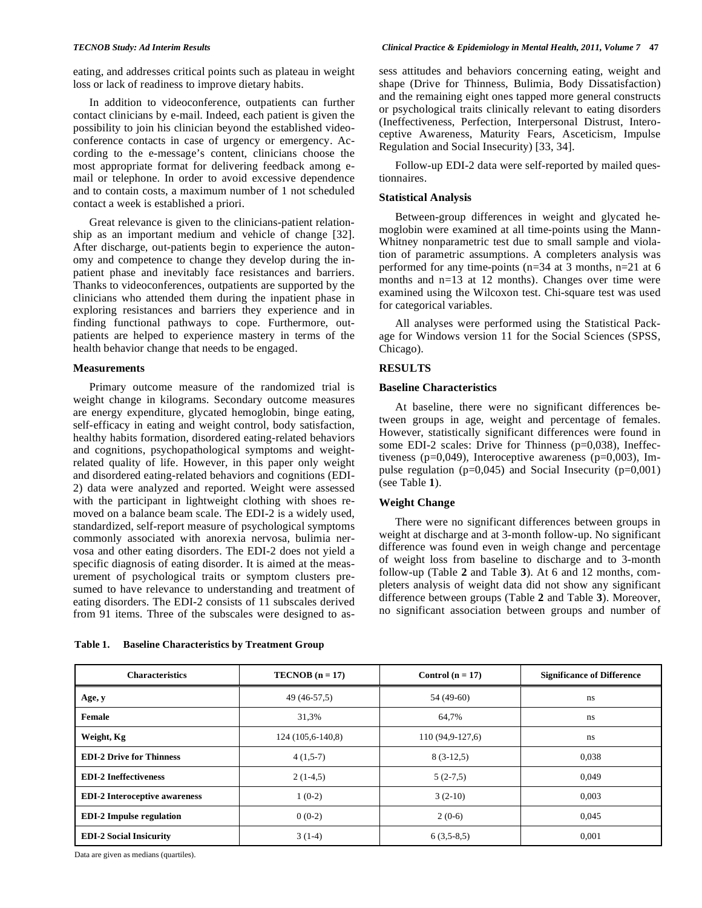eating, and addresses critical points such as plateau in weight loss or lack of readiness to improve dietary habits.

In addition to videoconference, outpatients can further contact clinicians by e-mail. Indeed, each patient is given the possibility to join his clinician beyond the established videoconference contacts in case of urgency or emergency. According to the e-message's content, clinicians choose the most appropriate format for delivering feedback among e-mail or telephone. In order to avoid excessive dependence and to contain costs, a maximum number of 1 not scheduled contact a week is established a priori.

Great relevance is given to the clinicians-patient relationship as an important medium and vehicle of change [32]. After discharge, out-patients begin to experience the autonomy and competence to change they develop during the inpatient phase and inevitably face resistances and barriers. Thanks to videoconferences, outpatients are supported by the clinicians who attended them during the inpatient phase in exploring resistances and barriers they experience and in finding functional pathways to cope. Furthermore, outpatients are helped to experience mastery in terms of the health behavior change that needs to be engaged.

### Measurements

Primary outcome measure of the randomized trial is weight change in kilograms. Secondary outcome measures are energy expenditure, glycated hemoglobin, binge eating, self-efficacy in eating and weight control, body satisfaction, healthy habits formation, disordered eating-related behaviors and cognitions, psychopathological symptoms and weight-related quality of life. However, in this paper only weight and disordered eating-related behaviors and cognitions (EDI-2) data were analyzed and reported. Weight were assessed with the participant in lightweight clothing with shoes removed on a balance beam scale. The EDI-2 is a widely used, standardized, self-report measure of psychological symptoms commonly associated with anorexia nervosa, bulimia nervosa and other eating disorders. The EDI-2 does not yield a specific diagnosis of eating disorder. It is aimed at the measurement of psychological traits or symptom clusters presumed to have relevance to understanding and treatment of eating disorders. The EDI-2 consists of 11 subscales derived from 91 items. Three of the subscales were designed to assess attitudes and behaviors concerning eating, weight and shape (Drive for Thinness, Bulimia, Body Dissatisfaction) and the remaining eight ones tapped more general constructs or psychological traits clinically relevant to eating disorders (Ineffectiveness, Perfection, Interpersonal Distrust, Interoceptive Awareness, Maturity Fears, Asceticism, Impulse Regulation and Social Insecurity) [33, 34].

Follow-up EDI-2 data were self-reported by mailed questionnaires.

### Statistical Analysis

Between-group differences in weight and glycated hemoglobin were examined at all time-points using the Mann-Whitney nonparametric test due to small sample and violation of parametric assumptions. A completers analysis was performed for any time-points (n=34 at 3 months, n=21 at 6 months and n=13 at 12 months). Changes over time were examined using the Wilcoxon test. Chi-square test was used for categorical variables.

All analyses were performed using the Statistical Package for Windows version 11 for the Social Sciences (SPSS, Chicago).

## RESULTS

### Baseline Characteristics

At baseline, there were no significant differences between groups in age, weight and percentage of females. However, statistically significant differences were found in some EDI-2 scales: Drive for Thinness (p=0,038), Ineffectiveness (p=0,049), Interoceptive awareness (p=0,003), Impulse regulation (p=0,045) and Social Insecurity (p=0,001) (see Table **1**).

### Weight Change

There were no significant differences between groups in weight at discharge and at 3-month follow-up. No significant difference was found even in weigh change and percentage of weight loss from baseline to discharge and to 3-month follow-up (Table **2** and Table **3**). At 6 and 12 months, completers analysis of weight data did not show any significant difference between groups (Table **2** and Table **3**). Moreover, no significant association between groups and number of

**Table 1. Baseline Characteristics by Treatment Group**

| Characteristics | TECNOB (n = 17) | Control (n = 17) | Significance of Difference |
|---|---|---|---|
| **Age, y** | 49 (46-57,5) | 54 (49-60) | ns |
| **Female** | 31,3% | 64,7% | ns |
| **Weight, Kg** | 124 (105,6-140,8) | 110 (94,9-127,6) | ns |
| **EDI-2 Drive for Thinness** | 4 (1,5-7) | 8 (3-12,5) | 0,038 |
| **EDI-2 Ineffectiveness** | 2 (1-4,5) | 5 (2-7,5) | 0,049 |
| **EDI-2 Interoceptive awareness** | 1 (0-2) | 3 (2-10) | 0,003 |
| **EDI-2 Impulse regulation** | 0 (0-2) | 2 (0-6) | 0,045 |
| **EDI-2 Social Insicurity** | 3 (1-4) | 6 (3,5-8,5) | 0,001 |

Data are given as medians (quartiles).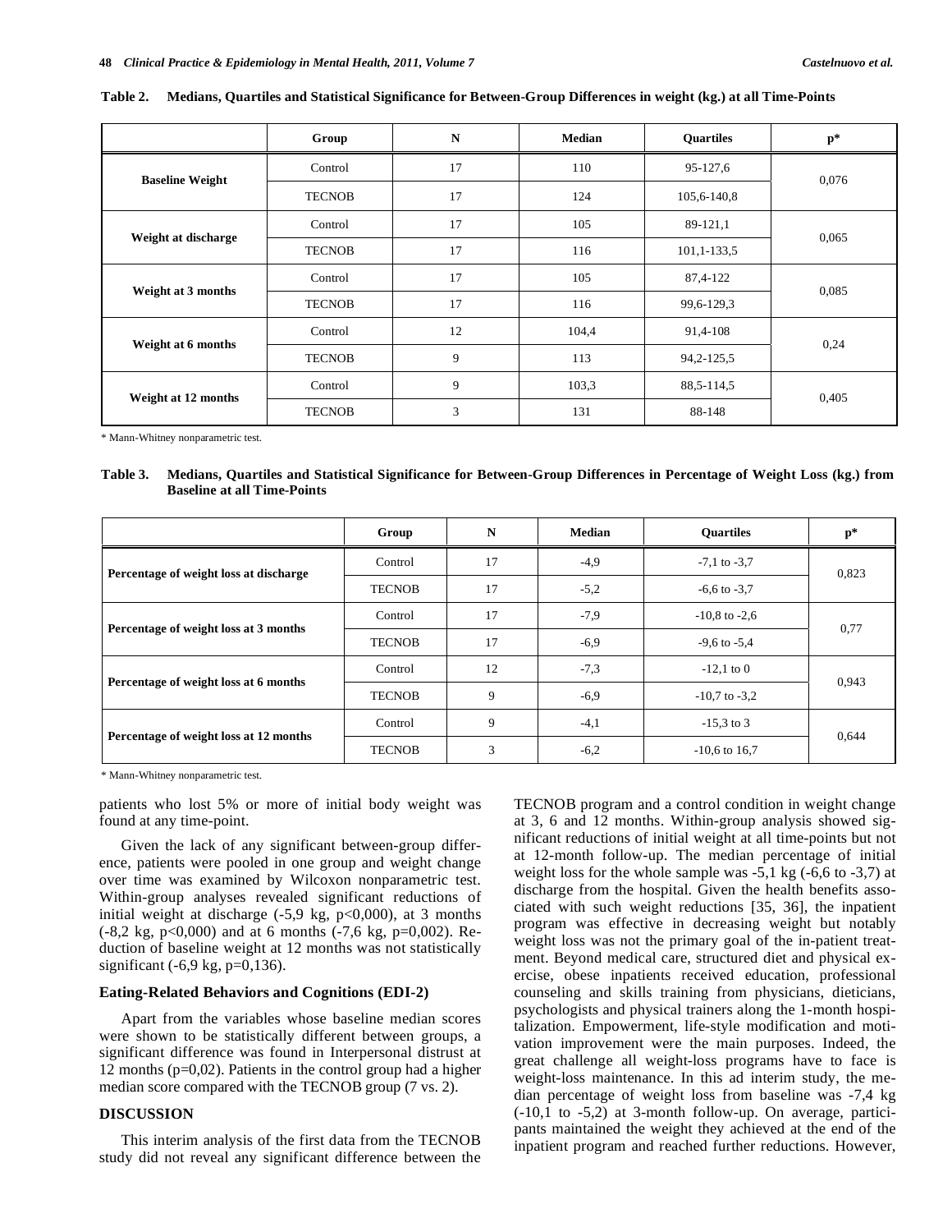**Table 2. Medians, Quartiles and Statistical Significance for Between-Group Differences in weight (kg.) at all Time-Points**

| | Group | N | Median | Quartiles | p* |
|---|---|---|---|---|---|
| Baseline Weight | Control | 17 | 110 | 95-127,6 | 0,076 |
| | TECNOB | 17 | 124 | 105,6-140,8 | |
| Weight at discharge | Control | 17 | 105 | 89-121,1 | 0,065 |
| | TECNOB | 17 | 116 | 101,1-133,5 | |
| Weight at 3 months | Control | 17 | 105 | 87,4-122 | 0,085 |
| | TECNOB | 17 | 116 | 99,6-129,3 | |
| Weight at 6 months | Control | 12 | 104,4 | 91,4-108 | 0,24 |
| | TECNOB | 9 | 113 | 94,2-125,5 | |
| Weight at 12 months | Control | 9 | 103,3 | 88,5-114,5 | 0,405 |
| | TECNOB | 3 | 131 | 88-148 | |

* Mann-Whitney nonparametric test.

**Table 3. Medians, Quartiles and Statistical Significance for Between-Group Differences in Percentage of Weight Loss (kg.) from Baseline at all Time-Points**

| | Group | N | Median | Quartiles | p* |
|---|---|---|---|---|---|
| Percentage of weight loss at discharge | Control | 17 | -4,9 | -7,1 to -3,7 | 0,823 |
| | TECNOB | 17 | -5,2 | -6,6 to -3,7 | |
| Percentage of weight loss at 3 months | Control | 17 | -7,9 | -10,8 to -2,6 | 0,77 |
| | TECNOB | 17 | -6,9 | -9,6 to -5,4 | |
| Percentage of weight loss at 6 months | Control | 12 | -7,3 | -12,1 to 0 | 0,943 |
| | TECNOB | 9 | -6,9 | -10,7 to -3,2 | |
| Percentage of weight loss at 12 months | Control | 9 | -4,1 | -15,3 to 3 | 0,644 |
| | TECNOB | 3 | -6,2 | -10,6 to 16,7 | |

* Mann-Whitney nonparametric test.

patients who lost 5% or more of initial body weight was found at any time-point.

Given the lack of any significant between-group difference, patients were pooled in one group and weight change over time was examined by Wilcoxon nonparametric test. Within-group analyses revealed significant reductions of initial weight at discharge (-5,9 kg, p<0,000), at 3 months (-8,2 kg, p<0,000) and at 6 months (-7,6 kg, p=0,002). Reduction of baseline weight at 12 months was not statistically significant (-6,9 kg, p=0,136).

### Eating-Related Behaviors and Cognitions (EDI-2)

Apart from the variables whose baseline median scores were shown to be statistically different between groups, a significant difference was found in Interpersonal distrust at 12 months (p=0,02). Patients in the control group had a higher median score compared with the TECNOB group (7 vs. 2).

## DISCUSSION

This interim analysis of the first data from the TECNOB study did not reveal any significant difference between the TECNOB program and a control condition in weight change at 3, 6 and 12 months. Within-group analysis showed significant reductions of initial weight at all time-points but not at 12-month follow-up. The median percentage of initial weight loss for the whole sample was -5,1 kg (-6,6 to -3,7) at discharge from the hospital. Given the health benefits associated with such weight reductions [35, 36], the inpatient program was effective in decreasing weight but notably weight loss was not the primary goal of the in-patient treatment. Beyond medical care, structured diet and physical exercise, obese inpatients received education, professional counseling and skills training from physicians, dieticians, psychologists and physical trainers along the 1-month hospitalization. Empowerment, life-style modification and motivation improvement were the main purposes. Indeed, the great challenge all weight-loss programs have to face is weight-loss maintenance. In this ad interim study, the median percentage of weight loss from baseline was -7,4 kg (-10,1 to -5,2) at 3-month follow-up. On average, participants maintained the weight they achieved at the end of the inpatient program and reached further reductions. However,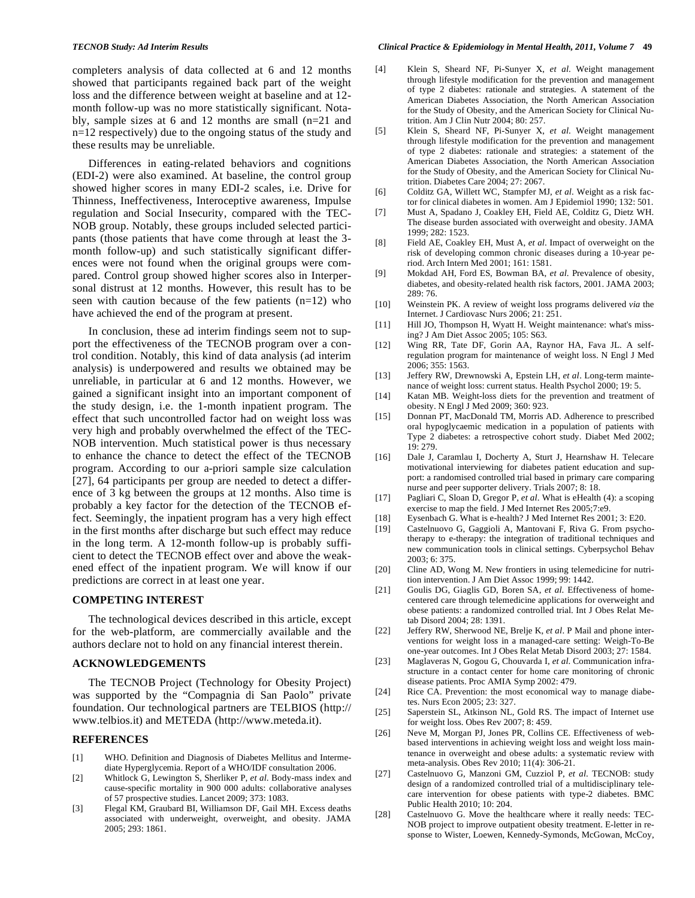completers analysis of data collected at 6 and 12 months showed that participants regained back part of the weight loss and the difference between weight at baseline and at 12-month follow-up was no more statistically significant. Notably, sample sizes at 6 and 12 months are small (n=21 and n=12 respectively) due to the ongoing status of the study and these results may be unreliable.

Differences in eating-related behaviors and cognitions (EDI-2) were also examined. At baseline, the control group showed higher scores in many EDI-2 scales, i.e. Drive for Thinness, Ineffectiveness, Interoceptive awareness, Impulse regulation and Social Insecurity, compared with the TECNOB group. Notably, these groups included selected participants (those patients that have come through at least the 3-month follow-up) and such statistically significant differences were not found when the original groups were compared. Control group showed higher scores also in Interpersonal distrust at 12 months. However, this result has to be seen with caution because of the few patients (n=12) who have achieved the end of the program at present.

In conclusion, these ad interim findings seem not to support the effectiveness of the TECNOB program over a control condition. Notably, this kind of data analysis (ad interim analysis) is underpowered and results we obtained may be unreliable, in particular at 6 and 12 months. However, we gained a significant insight into an important component of the study design, i.e. the 1-month inpatient program. The effect that such uncontrolled factor had on weight loss was very high and probably overwhelmed the effect of the TECNOB intervention. Much statistical power is thus necessary to enhance the chance to detect the effect of the TECNOB program. According to our a-priori sample size calculation [27], 64 participants per group are needed to detect a difference of 3 kg between the groups at 12 months. Also time is probably a key factor for the detection of the TECNOB effect. Seemingly, the inpatient program has a very high effect in the first months after discharge but such effect may reduce in the long term. A 12-month follow-up is probably sufficient to detect the TECNOB effect over and above the weakened effect of the inpatient program. We will know if our predictions are correct in at least one year.

## COMPETING INTEREST

The technological devices described in this article, except for the web-platform, are commercially available and the authors declare not to hold on any financial interest therein.

## ACKNOWLEDGEMENTS

The TECNOB Project (Technology for Obesity Project) was supported by the "Compagnia di San Paolo" private foundation. Our technological partners are TELBIOS (http://www.telbios.it) and METEDA (http://www.meteda.it).

## REFERENCES

[1] WHO. Definition and Diagnosis of Diabetes Mellitus and Intermediate Hyperglycemia. Report of a WHO/IDF consultation 2006.

[2] Whitlock G, Lewington S, Sherliker P, *et al.* Body-mass index and cause-specific mortality in 900 000 adults: collaborative analyses of 57 prospective studies. Lancet 2009; 373: 1083.

[3] Flegal KM, Graubard BI, Williamson DF, Gail MH. Excess deaths associated with underweight, overweight, and obesity. JAMA 2005; 293: 1861.

[4] Klein S, Sheard NF, Pi-Sunyer X, *et al.* Weight management through lifestyle modification for the prevention and management of type 2 diabetes: rationale and strategies. A statement of the American Diabetes Association, the North American Association for the Study of Obesity, and the American Society for Clinical Nutrition. Am J Clin Nutr 2004; 80: 257.

[5] Klein S, Sheard NF, Pi-Sunyer X, *et al.* Weight management through lifestyle modification for the prevention and management of type 2 diabetes: rationale and strategies: a statement of the American Diabetes Association, the North American Association for the Study of Obesity, and the American Society for Clinical Nutrition. Diabetes Care 2004; 27: 2067.

[6] Colditz GA, Willett WC, Stampfer MJ, *et al.* Weight as a risk factor for clinical diabetes in women. Am J Epidemiol 1990; 132: 501.

[7] Must A, Spadano J, Coakley EH, Field AE, Colditz G, Dietz WH. The disease burden associated with overweight and obesity. JAMA 1999; 282: 1523.

[8] Field AE, Coakley EH, Must A, *et al.* Impact of overweight on the risk of developing common chronic diseases during a 10-year period. Arch Intern Med 2001; 161: 1581.

[9] Mokdad AH, Ford ES, Bowman BA, *et al.* Prevalence of obesity, diabetes, and obesity-related health risk factors, 2001. JAMA 2003; 289: 76.

[10] Weinstein PK. A review of weight loss programs delivered *via* the Internet. J Cardiovasc Nurs 2006; 21: 251.

[11] Hill JO, Thompson H, Wyatt H. Weight maintenance: what's missing? J Am Diet Assoc 2005; 105: S63.

[12] Wing RR, Tate DF, Gorin AA, Raynor HA, Fava JL. A self-regulation program for maintenance of weight loss. N Engl J Med 2006; 355: 1563.

[13] Jeffery RW, Drewnowski A, Epstein LH, *et al.* Long-term maintenance of weight loss: current status. Health Psychol 2000; 19: 5.

[14] Katan MB. Weight-loss diets for the prevention and treatment of obesity. N Engl J Med 2009; 360: 923.

[15] Donnan PT, MacDonald TM, Morris AD. Adherence to prescribed oral hypoglycaemic medication in a population of patients with Type 2 diabetes: a retrospective cohort study. Diabet Med 2002; 19: 279.

[16] Dale J, Caramlau I, Docherty A, Sturt J, Hearnshaw H. Telecare motivational interviewing for diabetes patient education and support: a randomised controlled trial based in primary care comparing nurse and peer supporter delivery. Trials 2007; 8: 18.

[17] Pagliari C, Sloan D, Gregor P, *et al.* What is eHealth (4): a scoping exercise to map the field. J Med Internet Res 2005;7:e9.

[18] Eysenbach G. What is e-health? J Med Internet Res 2001; 3: E20.

[19] Castelnuovo G, Gaggioli A, Mantovani F, Riva G. From psychotherapy to e-therapy: the integration of traditional techniques and new communication tools in clinical settings. Cyberpsychol Behav 2003; 6: 375.

[20] Cline AD, Wong M. New frontiers in using telemedicine for nutrition intervention. J Am Diet Assoc 1999; 99: 1442.

[21] Goulis DG, Giaglis GD, Boren SA, *et al.* Effectiveness of home-centered care through telemedicine applications for overweight and obese patients: a randomized controlled trial. Int J Obes Relat Metab Disord 2004; 28: 1391.

[22] Jeffery RW, Sherwood NE, Brelje K, *et al.* P Mail and phone interventions for weight loss in a managed-care setting: Weigh-To-Be one-year outcomes. Int J Obes Relat Metab Disord 2003; 27: 1584.

[23] Maglaveras N, Gogou G, Chouvarda I, *et al.* Communication infrastructure in a contact center for home care monitoring of chronic disease patients. Proc AMIA Symp 2002: 479.

[24] Rice CA. Prevention: the most economical way to manage diabetes. Nurs Econ 2005; 23: 327.

[25] Saperstein SL, Atkinson NL, Gold RS. The impact of Internet use for weight loss. Obes Rev 2007; 8: 459.

[26] Neve M, Morgan PJ, Jones PR, Collins CE. Effectiveness of web-based interventions in achieving weight loss and weight loss maintenance in overweight and obese adults: a systematic review with meta-analysis. Obes Rev 2010; 11(4): 306-21.

[27] Castelnuovo G, Manzoni GM, Cuzziol P, *et al.* TECNOB: study design of a randomized controlled trial of a multidisciplinary telecare intervention for obese patients with type-2 diabetes. BMC Public Health 2010; 10: 204.

[28] Castelnuovo G. Move the healthcare where it really needs: TECNOB project to improve outpatient obesity treatment. E-letter in response to Wister, Loewen, Kennedy-Symonds, McGowan, McCoy,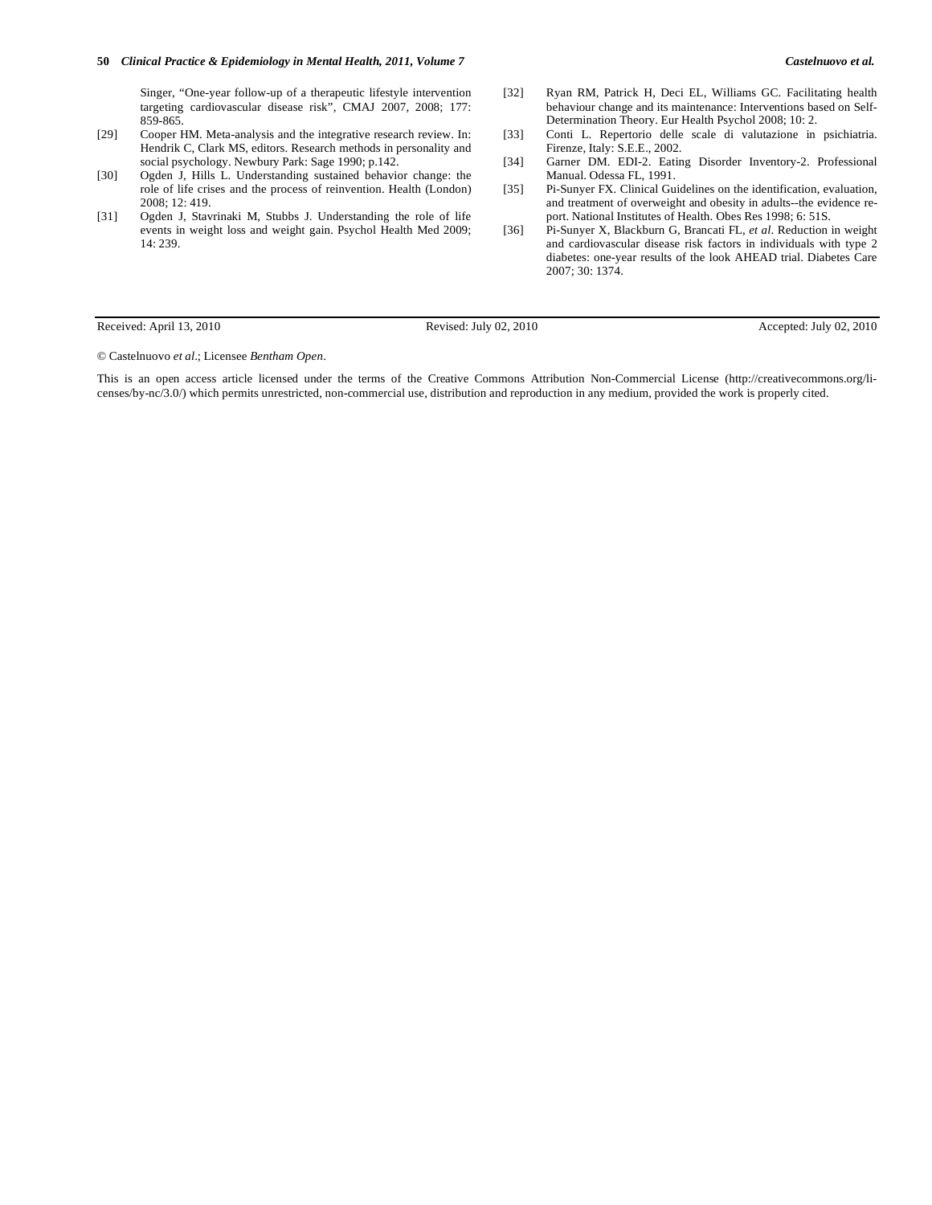Singer, "One-year follow-up of a therapeutic lifestyle intervention targeting cardiovascular disease risk", CMAJ 2007, 2008; 177: 859-865.

[29] Cooper HM. Meta-analysis and the integrative research review. In: Hendrik C, Clark MS, editors. Research methods in personality and social psychology. Newbury Park: Sage 1990; p.142.

[30] Ogden J, Hills L. Understanding sustained behavior change: the role of life crises and the process of reinvention. Health (London) 2008; 12: 419.

[31] Ogden J, Stavrinaki M, Stubbs J. Understanding the role of life events in weight loss and weight gain. Psychol Health Med 2009; 14: 239.

[32] Ryan RM, Patrick H, Deci EL, Williams GC. Facilitating health behaviour change and its maintenance: Interventions based on Self-Determination Theory. Eur Health Psychol 2008; 10: 2.

[33] Conti L. Repertorio delle scale di valutazione in psichiatria. Firenze, Italy: S.E.E., 2002.

[34] Garner DM. EDI-2. Eating Disorder Inventory-2. Professional Manual. Odessa FL, 1991.

[35] Pi-Sunyer FX. Clinical Guidelines on the identification, evaluation, and treatment of overweight and obesity in adults--the evidence report. National Institutes of Health. Obes Res 1998; 6: 51S.

[36] Pi-Sunyer X, Blackburn G, Brancati FL, *et al*. Reduction in weight and cardiovascular disease risk factors in individuals with type 2 diabetes: one-year results of the look AHEAD trial. Diabetes Care 2007; 30: 1374.

---

Received: April 13, 2010 Revised: July 02, 2010 Accepted: July 02, 2010

© Castelnuovo *et al*.; Licensee *Bentham Open*.

This is an open access article licensed under the terms of the Creative Commons Attribution Non-Commercial License (http://creativecommons.org/licenses/by-nc/3.0/) which permits unrestricted, non-commercial use, distribution and reproduction in any medium, provided the work is properly cited.